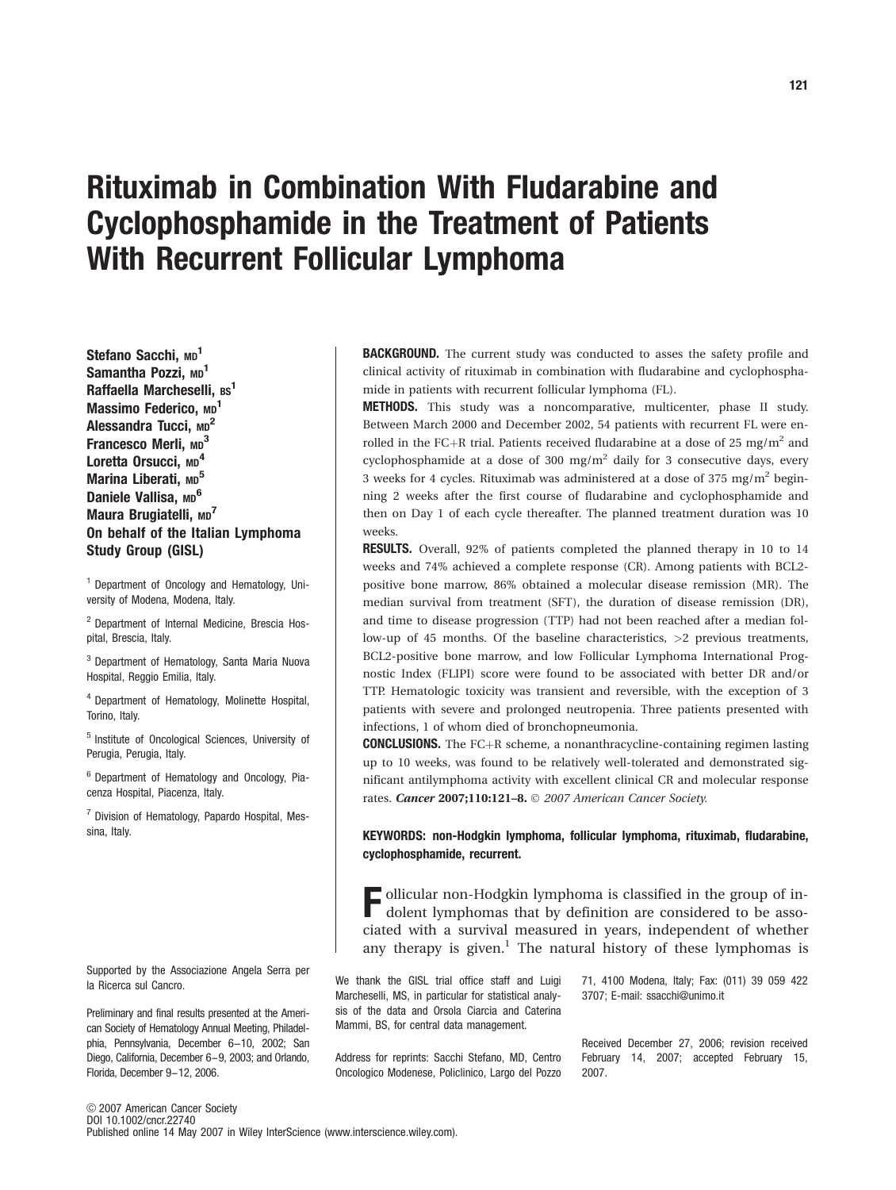# Rituximab in Combination With Fludarabine and Cyclophosphamide in the Treatment of Patients With Recurrent Follicular Lymphoma

**Stefano Sacchi, MD[1]**
**Samantha Pozzi, MD[1]**
**Raffaella Marcheselli, BS[1]**
**Massimo Federico, MD[1]**
**Alessandra Tucci, MD[2]**
**Francesco Merli, MD[3]**
**Loretta Orsucci, MD[4]**
**Marina Liberati, MD[5]**
**Daniele Vallisa, MD[6]**
**Maura Brugiatelli, MD[7]**
**On behalf of the Italian Lymphoma Study Group (GISL)**

[1] Department of Oncology and Hematology, University of Modena, Modena, Italy.

[2] Department of Internal Medicine, Brescia Hospital, Brescia, Italy.

[3] Department of Hematology, Santa Maria Nuova Hospital, Reggio Emilia, Italy.

[4] Department of Hematology, Molinette Hospital, Torino, Italy.

[5] Institute of Oncological Sciences, University of Perugia, Perugia, Italy.

[6] Department of Hematology and Oncology, Piacenza Hospital, Piacenza, Italy.

[7] Division of Hematology, Papardo Hospital, Messina, Italy.

**BACKGROUND.** The current study was conducted to asses the safety profile and clinical activity of rituximab in combination with fludarabine and cyclophosphamide in patients with recurrent follicular lymphoma (FL).

**METHODS.** This study was a noncomparative, multicenter, phase II study. Between March 2000 and December 2002, 54 patients with recurrent FL were enrolled in the FC+R trial. Patients received fludarabine at a dose of 25 mg/m$^2$ and cyclophosphamide at a dose of 300 mg/m$^2$ daily for 3 consecutive days, every 3 weeks for 4 cycles. Rituximab was administered at a dose of 375 mg/m$^2$ beginning 2 weeks after the first course of fludarabine and cyclophosphamide and then on Day 1 of each cycle thereafter. The planned treatment duration was 10 weeks.

**RESULTS.** Overall, 92% of patients completed the planned therapy in 10 to 14 weeks and 74% achieved a complete response (CR). Among patients with BCL2-positive bone marrow, 86% obtained a molecular disease remission (MR). The median survival from treatment (SFT), the duration of disease remission (DR), and time to disease progression (TTP) had not been reached after a median follow-up of 45 months. Of the baseline characteristics, >2 previous treatments, BCL2-positive bone marrow, and low Follicular Lymphoma International Prognostic Index (FLIPI) score were found to be associated with better DR and/or TTP. Hematologic toxicity was transient and reversible, with the exception of 3 patients with severe and prolonged neutropenia. Three patients presented with infections, 1 of whom died of bronchopneumonia.

**CONCLUSIONS.** The FC+R scheme, a nonanthracycline-containing regimen lasting up to 10 weeks, was found to be relatively well-tolerated and demonstrated significant antilymphoma activity with excellent clinical CR and molecular response rates. *Cancer* **2007;110:121–8.** © *2007 American Cancer Society.*

**KEYWORDS: non-Hodgkin lymphoma, follicular lymphoma, rituximab, fludarabine, cyclophosphamide, recurrent.**

Follicular non-Hodgkin lymphoma is classified in the group of indolent lymphomas that by definition are considered to be associated with a survival measured in years, independent of whether any therapy is given.[1] The natural history of these lymphomas is

Supported by the Associazione Angela Serra per la Ricerca sul Cancro.

Preliminary and final results presented at the American Society of Hematology Annual Meeting, Philadelphia, Pennsylvania, December 6–10, 2002; San Diego, California, December 6–9, 2003; and Orlando, Florida, December 9–12, 2006.

We thank the GISL trial office staff and Luigi Marcheselli, MS, in particular for statistical analysis of the data and Orsola Ciarcia and Caterina Mammi, BS, for central data management.

Address for reprints: Sacchi Stefano, MD, Centro Oncologico Modenese, Policlinico, Largo del Pozzo 71, 4100 Modena, Italy; Fax: (011) 39 059 422 3707; E-mail: ssacchi@unimo.it

Received December 27, 2006; revision received February 14, 2007; accepted February 15, 2007.

© 2007 American Cancer Society
DOI 10.1002/cncr.22740
Published online 14 May 2007 in Wiley InterScience (www.interscience.wiley.com).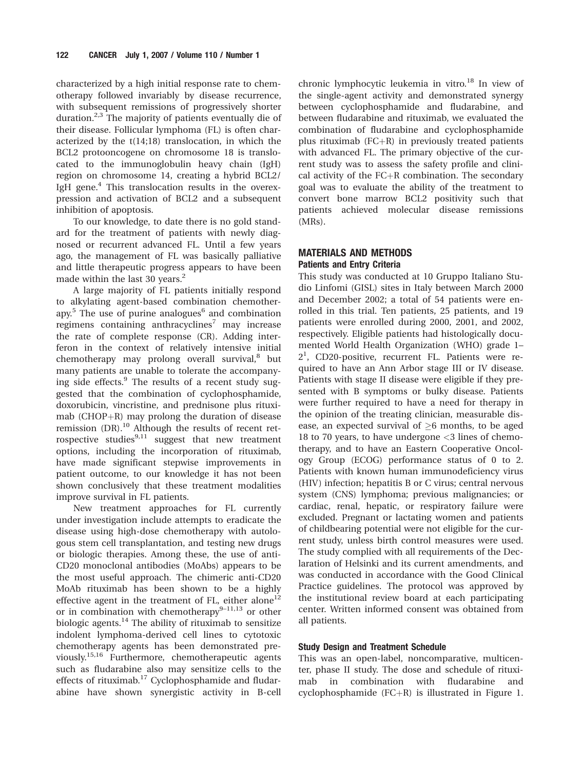characterized by a high initial response rate to chemotherapy followed invariably by disease recurrence, with subsequent remissions of progressively shorter duration.[2,3] The majority of patients eventually die of their disease. Follicular lymphoma (FL) is often characterized by the t(14;18) translocation, in which the BCL2 protooncogene on chromosome 18 is translocated to the immunoglobulin heavy chain (IgH) region on chromosome 14, creating a hybrid BCL2/IgH gene.[4] This translocation results in the overexpression and activation of BCL2 and a subsequent inhibition of apoptosis.

To our knowledge, to date there is no gold standard for the treatment of patients with newly diagnosed or recurrent advanced FL. Until a few years ago, the management of FL was basically palliative and little therapeutic progress appears to have been made within the last 30 years.[2]

A large majority of FL patients initially respond to alkylating agent-based combination chemotherapy.[5] The use of purine analogues[6] and combination regimens containing anthracyclines[7] may increase the rate of complete response (CR). Adding interferon in the context of relatively intensive initial chemotherapy may prolong overall survival,[8] but many patients are unable to tolerate the accompanying side effects.[9] The results of a recent study suggested that the combination of cyclophosphamide, doxorubicin, vincristine, and prednisone plus rituximab (CHOP+R) may prolong the duration of disease remission (DR).[10] Although the results of recent retrospective studies[9,11] suggest that new treatment options, including the incorporation of rituximab, have made significant stepwise improvements in patient outcome, to our knowledge it has not been shown conclusively that these treatment modalities improve survival in FL patients.

New treatment approaches for FL currently under investigation include attempts to eradicate the disease using high-dose chemotherapy with autologous stem cell transplantation, and testing new drugs or biologic therapies. Among these, the use of anti-CD20 monoclonal antibodies (MoAbs) appears to be the most useful approach. The chimeric anti-CD20 MoAb rituximab has been shown to be a highly effective agent in the treatment of FL, either alone[12] or in combination with chemotherapy[9–11,13] or other biologic agents.[14] The ability of rituximab to sensitize indolent lymphoma-derived cell lines to cytotoxic chemotherapy agents has been demonstrated previously.[15,16] Furthermore, chemotherapeutic agents such as fludarabine also may sensitize cells to the effects of rituximab.[17] Cyclophosphamide and fludarabine have shown synergistic activity in B-cell chronic lymphocytic leukemia in vitro.[18] In view of the single-agent activity and demonstrated synergy between cyclophosphamide and fludarabine, and between fludarabine and rituximab, we evaluated the combination of fludarabine and cyclophosphamide plus rituximab (FC+R) in previously treated patients with advanced FL. The primary objective of the current study was to assess the safety profile and clinical activity of the FC+R combination. The secondary goal was to evaluate the ability of the treatment to convert bone marrow BCL2 positivity such that patients achieved molecular disease remissions (MRs).

## MATERIALS AND METHODS

### Patients and Entry Criteria

This study was conducted at 10 Gruppo Italiano Studio Linfomi (GISL) sites in Italy between March 2000 and December 2002; a total of 54 patients were enrolled in this trial. Ten patients, 25 patients, and 19 patients were enrolled during 2000, 2001, and 2002, respectively. Eligible patients had histologically documented World Health Organization (WHO) grade 1–2[1], CD20-positive, recurrent FL. Patients were required to have an Ann Arbor stage III or IV disease. Patients with stage II disease were eligible if they presented with B symptoms or bulky disease. Patients were further required to have a need for therapy in the opinion of the treating clinician, measurable disease, an expected survival of ≥6 months, to be aged 18 to 70 years, to have undergone <3 lines of chemotherapy, and to have an Eastern Cooperative Oncology Group (ECOG) performance status of 0 to 2. Patients with known human immunodeficiency virus (HIV) infection; hepatitis B or C virus; central nervous system (CNS) lymphoma; previous malignancies; or cardiac, renal, hepatic, or respiratory failure were excluded. Pregnant or lactating women and patients of childbearing potential were not eligible for the current study, unless birth control measures were used. The study complied with all requirements of the Declaration of Helsinki and its current amendments, and was conducted in accordance with the Good Clinical Practice guidelines. The protocol was approved by the institutional review board at each participating center. Written informed consent was obtained from all patients.

### Study Design and Treatment Schedule

This was an open-label, noncomparative, multicenter, phase II study. The dose and schedule of rituximab in combination with fludarabine and cyclophosphamide (FC+R) is illustrated in Figure 1.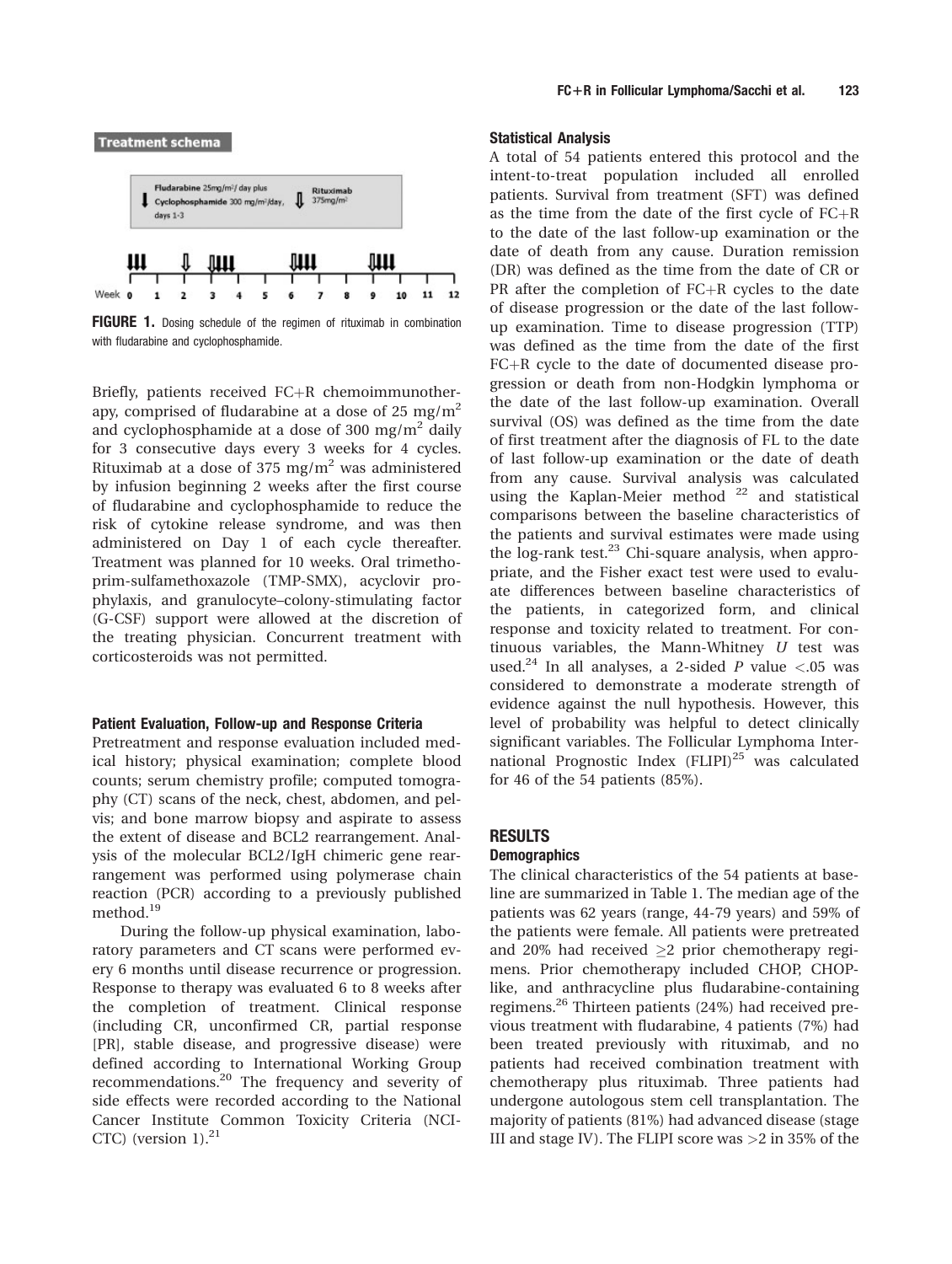**Treatment schema**

Fludarabine 25mg/m²/ day plus Cyclophosphamide 300 mg/m²/day, days 1-3 — Rituximab 375mg/m²

Week 0 1 2 3 4 5 6 7 8 9 10 11 12

**FIGURE 1.** Dosing schedule of the regimen of rituximab in combination with fludarabine and cyclophosphamide.

Briefly, patients received FC+R chemoimmunotherapy, comprised of fludarabine at a dose of 25 mg/m$^2$ and cyclophosphamide at a dose of 300 mg/m$^2$ daily for 3 consecutive days every 3 weeks for 4 cycles. Rituximab at a dose of 375 mg/m$^2$ was administered by infusion beginning 2 weeks after the first course of fludarabine and cyclophosphamide to reduce the risk of cytokine release syndrome, and was then administered on Day 1 of each cycle thereafter. Treatment was planned for 10 weeks. Oral trimethoprim-sulfamethoxazole (TMP-SMX), acyclovir prophylaxis, and granulocyte–colony-stimulating factor (G-CSF) support were allowed at the discretion of the treating physician. Concurrent treatment with corticosteroids was not permitted.

### Patient Evaluation, Follow-up and Response Criteria

Pretreatment and response evaluation included medical history; physical examination; complete blood counts; serum chemistry profile; computed tomography (CT) scans of the neck, chest, abdomen, and pelvis; and bone marrow biopsy and aspirate to assess the extent of disease and BCL2 rearrangement. Analysis of the molecular BCL2/IgH chimeric gene rearrangement was performed using polymerase chain reaction (PCR) according to a previously published method.[19]

During the follow-up physical examination, laboratory parameters and CT scans were performed every 6 months until disease recurrence or progression. Response to therapy was evaluated 6 to 8 weeks after the completion of treatment. Clinical response (including CR, unconfirmed CR, partial response [PR], stable disease, and progressive disease) were defined according to International Working Group recommendations.[20] The frequency and severity of side effects were recorded according to the National Cancer Institute Common Toxicity Criteria (NCI-CTC) (version 1).[21]

### Statistical Analysis

A total of 54 patients entered this protocol and the intent-to-treat population included all enrolled patients. Survival from treatment (SFT) was defined as the time from the date of the first cycle of FC+R to the date of the last follow-up examination or the date of death from any cause. Duration remission (DR) was defined as the time from the date of CR or PR after the completion of FC+R cycles to the date of disease progression or the date of the last follow-up examination. Time to disease progression (TTP) was defined as the time from the date of the first FC+R cycle to the date of documented disease progression or death from non-Hodgkin lymphoma or the date of the last follow-up examination. Overall survival (OS) was defined as the time from the date of first treatment after the diagnosis of FL to the date of last follow-up examination or the date of death from any cause. Survival analysis was calculated using the Kaplan-Meier method [22] and statistical comparisons between the baseline characteristics of the patients and survival estimates were made using the log-rank test.[23] Chi-square analysis, when appropriate, and the Fisher exact test were used to evaluate differences between baseline characteristics of the patients, in categorized form, and clinical response and toxicity related to treatment. For continuous variables, the Mann-Whitney $U$ test was used.[24] In all analyses, a 2-sided $P$ value $<.05$ was considered to demonstrate a moderate strength of evidence against the null hypothesis. However, this level of probability was helpful to detect clinically significant variables. The Follicular Lymphoma International Prognostic Index (FLIPI)[25] was calculated for 46 of the 54 patients (85%).

## RESULTS

### Demographics

The clinical characteristics of the 54 patients at baseline are summarized in Table 1. The median age of the patients was 62 years (range, 44-79 years) and 59% of the patients were female. All patients were pretreated and 20% had received $\geq$2 prior chemotherapy regimens. Prior chemotherapy included CHOP, CHOP-like, and anthracycline plus fludarabine-containing regimens.[26] Thirteen patients (24%) had received previous treatment with fludarabine, 4 patients (7%) had been treated previously with rituximab, and no patients had received combination treatment with chemotherapy plus rituximab. Three patients had undergone autologous stem cell transplantation. The majority of patients (81%) had advanced disease (stage III and stage IV). The FLIPI score was >2 in 35% of the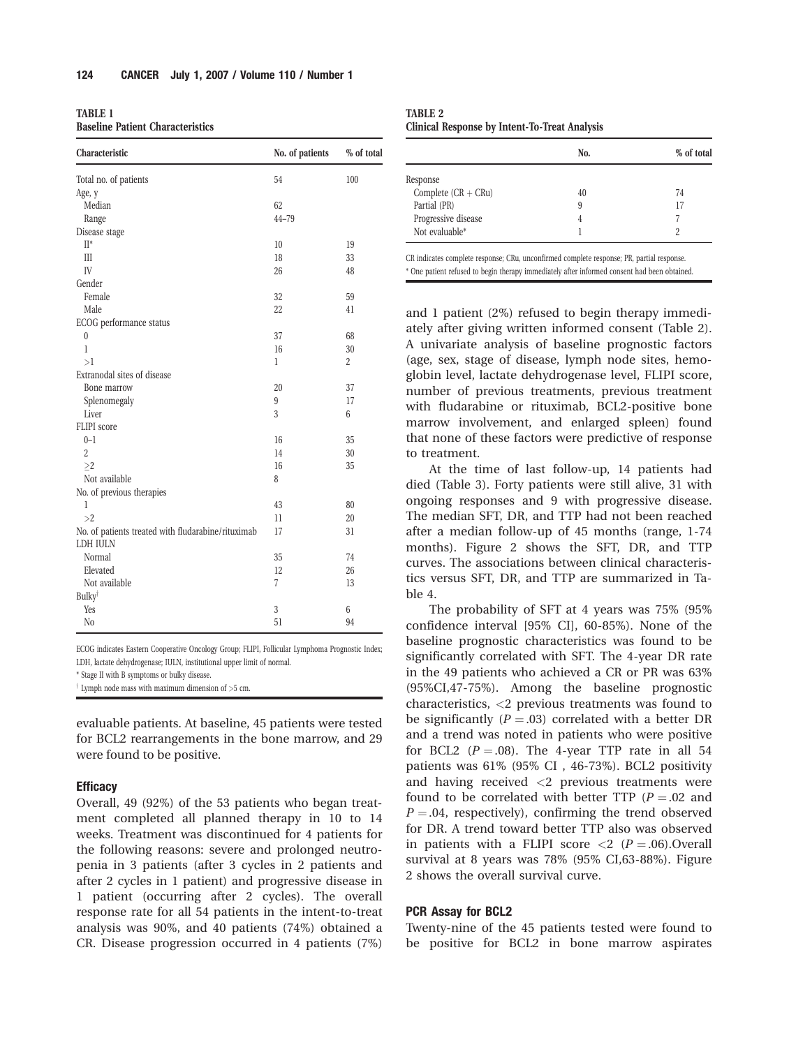**TABLE 1**
**Baseline Patient Characteristics**

| Characteristic | No. of patients | % of total |
|---|---|---|
| Total no. of patients | 54 | 100 |
| Age, y | | |
| Median | 62 | |
| Range | 44–79 | |
| Disease stage | | |
| II* | 10 | 19 |
| III | 18 | 33 |
| IV | 26 | 48 |
| Gender | | |
| Female | 32 | 59 |
| Male | 22 | 41 |
| ECOG performance status | | |
| 0 | 37 | 68 |
| 1 | 16 | 30 |
| >1 | 1 | 2 |
| Extranodal sites of disease | | |
| Bone marrow | 20 | 37 |
| Splenomegaly | 9 | 17 |
| Liver | 3 | 6 |
| FLIPI score | | |
| 0–1 | 16 | 35 |
| 2 | 14 | 30 |
| ≥2 | 16 | 35 |
| Not available | 8 | |
| No. of previous therapies | | |
| 1 | 43 | 80 |
| >2 | 11 | 20 |
| No. of patients treated with fludarabine/rituximab | 17 | 31 |
| LDH IULN | | |
| Normal | 35 | 74 |
| Elevated | 12 | 26 |
| Not available | 7 | 13 |
| Bulky† | | |
| Yes | 3 | 6 |
| No | 51 | 94 |

ECOG indicates Eastern Cooperative Oncology Group; FLIPI, Follicular Lymphoma Prognostic Index; LDH, lactate dehydrogenase; IULN, institutional upper limit of normal.
* Stage II with B symptoms or bulky disease.
† Lymph node mass with maximum dimension of >5 cm.

evaluable patients. At baseline, 45 patients were tested for BCL2 rearrangements in the bone marrow, and 29 were found to be positive.

### Efficacy

Overall, 49 (92%) of the 53 patients who began treatment completed all planned therapy in 10 to 14 weeks. Treatment was discontinued for 4 patients for the following reasons: severe and prolonged neutropenia in 3 patients (after 3 cycles in 2 patients and after 2 cycles in 1 patient) and progressive disease in 1 patient (occurring after 2 cycles). The overall response rate for all 54 patients in the intent-to-treat analysis was 90%, and 40 patients (74%) obtained a CR. Disease progression occurred in 4 patients (7%) and 1 patient (2%) refused to begin therapy immediately after giving written informed consent (Table 2). A univariate analysis of baseline prognostic factors (age, sex, stage of disease, lymph node sites, hemoglobin level, lactate dehydrogenase level, FLIPI score, number of previous treatments, previous treatment with fludarabine or rituximab, BCL2-positive bone marrow involvement, and enlarged spleen) found that none of these factors were predictive of response to treatment.

**TABLE 2**
**Clinical Response by Intent-To-Treat Analysis**

| | No. | % of total |
|---|---|---|
| Response | | |
| Complete (CR + CRu) | 40 | 74 |
| Partial (PR) | 9 | 17 |
| Progressive disease | 4 | 7 |
| Not evaluable* | 1 | 2 |

CR indicates complete response; CRu, unconfirmed complete response; PR, partial response.
* One patient refused to begin therapy immediately after informed consent had been obtained.

At the time of last follow-up, 14 patients had died (Table 3). Forty patients were still alive, 31 with ongoing responses and 9 with progressive disease. The median SFT, DR, and TTP had not been reached after a median follow-up of 45 months (range, 1-74 months). Figure 2 shows the SFT, DR, and TTP curves. The associations between clinical characteristics versus SFT, DR, and TTP are summarized in Table 4.

The probability of SFT at 4 years was 75% (95% confidence interval [95% CI], 60-85%). None of the baseline prognostic characteristics was found to be significantly correlated with SFT. The 4-year DR rate in the 49 patients who achieved a CR or PR was 63% (95%CI,47-75%). Among the baseline prognostic characteristics, <2 previous treatments was found to be significantly ($P = .03$) correlated with a better DR and a trend was noted in patients who were positive for BCL2 ($P = .08$). The 4-year TTP rate in all 54 patients was 61% (95% CI , 46-73%). BCL2 positivity and having received <2 previous treatments were found to be correlated with better TTP ($P = .02$ and $P = .04$, respectively), confirming the trend observed for DR. A trend toward better TTP also was observed in patients with a FLIPI score <2 ($P = .06$).Overall survival at 8 years was 78% (95% CI,63-88%). Figure 2 shows the overall survival curve.

### PCR Assay for BCL2

Twenty-nine of the 45 patients tested were found to be positive for BCL2 in bone marrow aspirates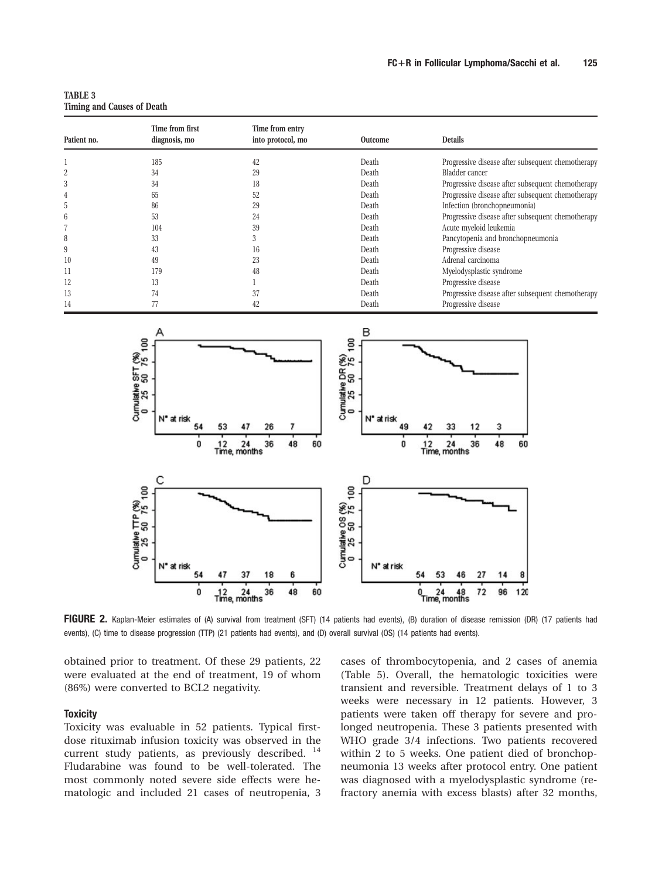**TABLE 3**
**Timing and Causes of Death**

| Patient no. | Time from first diagnosis, mo | Time from entry into protocol, mo | Outcome | Details |
|---|---|---|---|---|
| 1 | 185 | 42 | Death | Progressive disease after subsequent chemotherapy |
| 2 | 34 | 29 | Death | Bladder cancer |
| 3 | 34 | 18 | Death | Progressive disease after subsequent chemotherapy |
| 4 | 65 | 52 | Death | Progressive disease after subsequent chemotherapy |
| 5 | 86 | 29 | Death | Infection (bronchopneumonia) |
| 6 | 53 | 24 | Death | Progressive disease after subsequent chemotherapy |
| 7 | 104 | 39 | Death | Acute myeloid leukemia |
| 8 | 33 | 3 | Death | Pancytopenia and bronchopneumonia |
| 9 | 43 | 16 | Death | Progressive disease |
| 10 | 49 | 23 | Death | Adrenal carcinoma |
| 11 | 179 | 48 | Death | Myelodysplastic syndrome |
| 12 | 13 | 1 | Death | Progressive disease |
| 13 | 74 | 37 | Death | Progressive disease after subsequent chemotherapy |
| 14 | 77 | 42 | Death | Progressive disease |

**FIGURE 2.** Kaplan-Meier estimates of (A) survival from treatment (SFT) (14 patients had events), (B) duration of disease remission (DR) (17 patients had events), (C) time to disease progression (TTP) (21 patients had events), and (D) overall survival (OS) (14 patients had events).

obtained prior to treatment. Of these 29 patients, 22 were evaluated at the end of treatment, 19 of whom (86%) were converted to BCL2 negativity.

### Toxicity

Toxicity was evaluable in 52 patients. Typical first-dose rituximab infusion toxicity was observed in the current study patients, as previously described. [14] Fludarabine was found to be well-tolerated. The most commonly noted severe side effects were hematologic and included 21 cases of neutropenia, 3 cases of thrombocytopenia, and 2 cases of anemia (Table 5). Overall, the hematologic toxicities were transient and reversible. Treatment delays of 1 to 3 weeks were necessary in 12 patients. However, 3 patients were taken off therapy for severe and prolonged neutropenia. These 3 patients presented with WHO grade 3/4 infections. Two patients recovered within 2 to 5 weeks. One patient died of bronchopneumonia 13 weeks after protocol entry. One patient was diagnosed with a myelodysplastic syndrome (refractory anemia with excess blasts) after 32 months,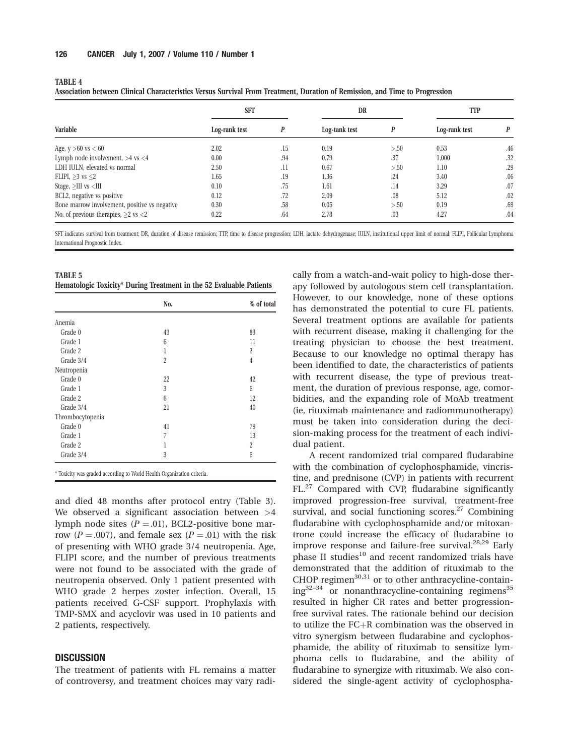**TABLE 4**
**Association between Clinical Characteristics Versus Survival From Treatment, Duration of Remission, and Time to Progression**

| Variable | SFT | | DR | | TTP | |
|---|---|---|---|---|---|---|
| | Log-rank test | P | Log-tank test | P | Log-rank test | P |
| Age, y >60 vs < 60 | 2.02 | .15 | 0.19 | >.50 | 0.53 | .46 |
| Lymph node involvement, >4 vs <4 | 0.00 | .94 | 0.79 | .37 | 1.000 | .32 |
| LDH IULN, elevated vs normal | 2.50 | .11 | 0.67 | >.50 | 1.10 | .29 |
| FLIPI, ≥3 vs ≤2 | 1.65 | .19 | 1.36 | .24 | 3.40 | .06 |
| Stage, ≥III vs <III | 0.10 | .75 | 1.61 | .14 | 3.29 | .07 |
| BCL2, negative vs positive | 0.12 | .72 | 2.09 | .08 | 5.12 | .02 |
| Bone marrow involvement, positive vs negative | 0.30 | .58 | 0.05 | >.50 | 0.19 | .69 |
| No. of previous therapies, ≥2 vs <2 | 0.22 | .64 | 2.78 | .03 | 4.27 | .04 |

SFT indicates survival from treatment; DR, duration of disease remission; TTP, time to disease progression; LDH, lactate dehydrogenase; IULN, institutional upper limit of normal; FLIPI, Follicular Lymphoma International Prognostic Index.

**TABLE 5**
**Hematologic Toxicity* During Treatment in the 52 Evaluable Patients**

| | No. | % of total |
|---|---|---|
| Anemia | | |
| Grade 0 | 43 | 83 |
| Grade 1 | 6 | 11 |
| Grade 2 | 1 | 2 |
| Grade 3/4 | 2 | 4 |
| Neutropenia | | |
| Grade 0 | 22 | 42 |
| Grade 1 | 3 | 6 |
| Grade 2 | 6 | 12 |
| Grade 3/4 | 21 | 40 |
| Thrombocytopenia | | |
| Grade 0 | 41 | 79 |
| Grade 1 | 7 | 13 |
| Grade 2 | 1 | 2 |
| Grade 3/4 | 3 | 6 |

* Toxicity was graded according to World Health Organization criteria.

and died 48 months after protocol entry (Table 3). We observed a significant association between >4 lymph node sites ($P = .01$), BCL2-positive bone marrow ($P = .007$), and female sex ($P = .01$) with the risk of presenting with WHO grade 3/4 neutropenia. Age, FLIPI score, and the number of previous treatments were not found to be associated with the grade of neutropenia observed. Only 1 patient presented with WHO grade 2 herpes zoster infection. Overall, 15 patients received G-CSF support. Prophylaxis with TMP-SMX and acyclovir was used in 10 patients and 2 patients, respectively.

## DISCUSSION

The treatment of patients with FL remains a matter of controversy, and treatment choices may vary radically from a watch-and-wait policy to high-dose therapy followed by autologous stem cell transplantation. However, to our knowledge, none of these options has demonstrated the potential to cure FL patients. Several treatment options are available for patients with recurrent disease, making it challenging for the treating physician to choose the best treatment. Because to our knowledge no optimal therapy has been identified to date, the characteristics of patients with recurrent disease, the type of previous treatment, the duration of previous response, age, comorbidities, and the expanding role of MoAb treatment (ie, rituximab maintenance and radiommunotherapy) must be taken into consideration during the decision-making process for the treatment of each individual patient.

A recent randomized trial compared fludarabine with the combination of cyclophosphamide, vincristine, and prednisone (CVP) in patients with recurrent FL.[27] Compared with CVP, fludarabine significantly improved progression-free survival, treatment-free survival, and social functioning scores.[27] Combining fludarabine with cyclophosphamide and/or mitoxantrone could increase the efficacy of fludarabine to improve response and failure-free survival.[28,29] Early phase II studies[10] and recent randomized trials have demonstrated that the addition of rituximab to the CHOP regimen[30,31] or to other anthracycline-containing[32–34] or nonanthracycline-containing regimens[35] resulted in higher CR rates and better progression-free survival rates. The rationale behind our decision to utilize the FC+R combination was the observed in vitro synergism between fludarabine and cyclophosphamide, the ability of rituximab to sensitize lymphoma cells to fludarabine, and the ability of fludarabine to synergize with rituximab. We also considered the single-agent activity of cyclophospha-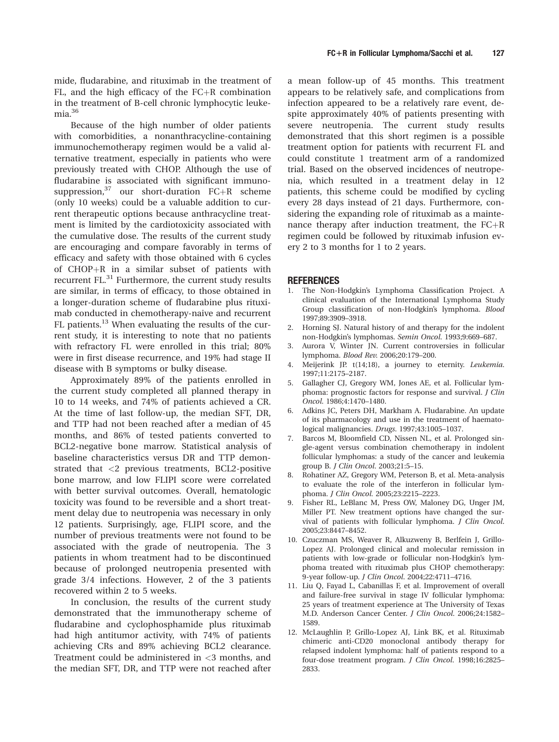mide, fludarabine, and rituximab in the treatment of FL, and the high efficacy of the FC+R combination in the treatment of B-cell chronic lymphocytic leukemia.[36]

Because of the high number of older patients with comorbidities, a nonanthracycline-containing immunochemotherapy regimen would be a valid alternative treatment, especially in patients who were previously treated with CHOP. Although the use of fludarabine is associated with significant immunosuppression,[37] our short-duration FC+R scheme (only 10 weeks) could be a valuable addition to current therapeutic options because anthracycline treatment is limited by the cardiotoxicity associated with the cumulative dose. The results of the current study are encouraging and compare favorably in terms of efficacy and safety with those obtained with 6 cycles of CHOP+R in a similar subset of patients with recurrent FL.[31] Furthermore, the current study results are similar, in terms of efficacy, to those obtained in a longer-duration scheme of fludarabine plus rituximab conducted in chemotherapy-naive and recurrent FL patients.[13] When evaluating the results of the current study, it is interesting to note that no patients with refractory FL were enrolled in this trial; 80% were in first disease recurrence, and 19% had stage II disease with B symptoms or bulky disease.

Approximately 89% of the patients enrolled in the current study completed all planned therapy in 10 to 14 weeks, and 74% of patients achieved a CR. At the time of last follow-up, the median SFT, DR, and TTP had not been reached after a median of 45 months, and 86% of tested patients converted to BCL2-negative bone marrow. Statistical analysis of baseline characteristics versus DR and TTP demonstrated that <2 previous treatments, BCL2-positive bone marrow, and low FLIPI score were correlated with better survival outcomes. Overall, hematologic toxicity was found to be reversible and a short treatment delay due to neutropenia was necessary in only 12 patients. Surprisingly, age, FLIPI score, and the number of previous treatments were not found to be associated with the grade of neutropenia. The 3 patients in whom treatment had to be discontinued because of prolonged neutropenia presented with grade 3/4 infections. However, 2 of the 3 patients recovered within 2 to 5 weeks.

In conclusion, the results of the current study demonstrated that the immunotherapy scheme of fludarabine and cyclophosphamide plus rituximab had high antitumor activity, with 74% of patients achieving CRs and 89% achieving BCL2 clearance. Treatment could be administered in <3 months, and the median SFT, DR, and TTP were not reached after a mean follow-up of 45 months. This treatment appears to be relatively safe, and complications from infection appeared to be a relatively rare event, despite approximately 40% of patients presenting with severe neutropenia. The current study results demonstrated that this short regimen is a possible treatment option for patients with recurrent FL and could constitute 1 treatment arm of a randomized trial. Based on the observed incidences of neutropenia, which resulted in a treatment delay in 12 patients, this scheme could be modified by cycling every 28 days instead of 21 days. Furthermore, considering the expanding role of rituximab as a maintenance therapy after induction treatment, the FC+R regimen could be followed by rituximab infusion every 2 to 3 months for 1 to 2 years.

## REFERENCES

1. The Non-Hodgkin's Lymphoma Classification Project. A clinical evaluation of the International Lymphoma Study Group classification of non-Hodgkin's lymphoma. *Blood* 1997;89:3909–3918.
2. Horning SJ. Natural history of and therapy for the indolent non-Hodgkin's lymphomas. *Semin Oncol.* 1993;9:669–687.
3. Aurora V, Winter JN. Current controversies in follicular lymphoma. *Blood Rev.* 2006;20:179–200.
4. Meijerink JP. t(14;18), a journey to eternity. *Leukemia.* 1997;11:2175–2187.
5. Gallagher CJ, Gregory WM, Jones AE, et al. Follicular lymphoma: prognostic factors for response and survival. *J Clin Oncol.* 1986;4:1470–1480.
6. Adkins JC, Peters DH, Markham A. Fludarabine. An update of its pharmacology and use in the treatment of haematological malignancies. *Drugs.* 1997;43:1005–1037.
7. Barcos M, Bloomfield CD, Nissen NL, et al. Prolonged single-agent versus combination chemotherapy in indolent follicular lymphomas: a study of the cancer and leukemia group B. *J Clin Oncol.* 2003;21:5–15.
8. Rohatiner AZ, Gregory WM, Peterson B, et al. Meta-analysis to evaluate the role of the interferon in follicular lymphoma. *J Clin Oncol.* 2005;23:2215–2223.
9. Fisher RL, LeBlanc M, Press OW, Maloney DG, Unger JM, Miller PT. New treatment options have changed the survival of patients with follicular lymphoma. *J Clin Oncol.* 2005;23:8447–8452.
10. Czuczman MS, Weaver R, Alkuzweny B, Berlfein J, Grillo-Lopez AJ. Prolonged clinical and molecular remission in patients with low-grade or follicular non-Hodgkin's lymphoma treated with rituximab plus CHOP chemotherapy: 9-year follow-up. *J Clin Oncol.* 2004;22:4711–4716.
11. Liu Q, Fayad L, Cabanillas F, et al. Improvement of overall and failure-free survival in stage IV follicular lymphoma: 25 years of treatment experience at The University of Texas M.D. Anderson Cancer Center. *J Clin Oncol.* 2006;24:1582–1589.
12. McLaughlin P, Grillo-Lopez AJ, Link BK, et al. Rituximab chimeric anti-CD20 monoclonal antibody therapy for relapsed indolent lymphoma: half of patients respond to a four-dose treatment program. *J Clin Oncol.* 1998;16:2825–2833.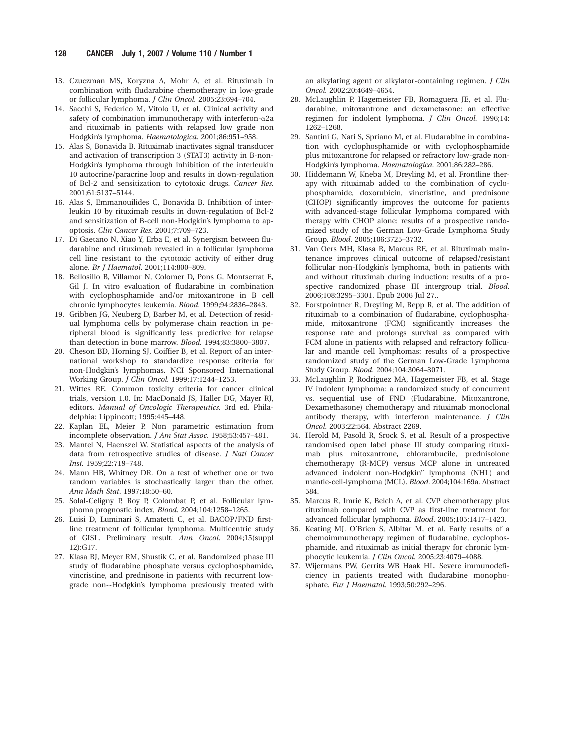13. Czuczman MS, Koryzna A, Mohr A, et al. Rituximab in combination with fludarabine chemotherapy in low-grade or follicular lymphoma. *J Clin Oncol.* 2005;23:694–704.
14. Sacchi S, Federico M, Vitolo U, et al. Clinical activity and safety of combination immunotherapy with interferon-$\alpha$2a and rituximab in patients with relapsed low grade non Hodgkin's lymphoma. *Haematologica.* 2001;86:951–958.
15. Alas S, Bonavida B. Rituximab inactivates signal transducer and activation of transcription 3 (STAT3) activity in B-non-Hodgkin's lymphoma through inhibition of the interleukin 10 autocrine/paracrine loop and results in down-regulation of Bcl-2 and sensitization to cytotoxic drugs. *Cancer Res.* 2001;61:5137–5144.
16. Alas S, Emmanouilides C, Bonavida B. Inhibition of interleukin 10 by rituximab results in down-regulation of Bcl-2 and sensitization of B-cell non-Hodgkin's lymphoma to apoptosis. *Clin Cancer Res.* 2001;7:709–723.
17. Di Gaetano N, Xiao Y, Erba E, et al. Synergism between fludarabine and rituximab revealed in a follicular lymphoma cell line resistant to the cytotoxic activity of either drug alone. *Br J Haematol.* 2001;114:800–809.
18. Bellosillo B, Villamor N, Colomer D, Pons G, Montserrat E, Gil J. In vitro evaluation of fludarabine in combination with cyclophosphamide and/or mitoxantrone in B cell chronic lymphocytes leukemia. *Blood.* 1999;94:2836–2843.
19. Gribben JG, Neuberg D, Barber M, et al. Detection of residual lymphoma cells by polymerase chain reaction in peripheral blood is significantly less predictive for relapse than detection in bone marrow. *Blood.* 1994;83:3800–3807.
20. Cheson BD, Horning SJ, Coiffier B, et al. Report of an international workshop to standardize response criteria for non-Hodgkin's lymphomas. NCI Sponsored International Working Group. *J Clin Oncol.* 1999;17:1244–1253.
21. Wittes RE. Common toxicity criteria for cancer clinical trials, version 1.0. In: MacDonald JS, Haller DG, Mayer RJ, editors. *Manual of Oncologic Therapeutics.* 3rd ed. Philadelphia: Lippincott; 1995:445–448.
22. Kaplan EL, Meier P. Non parametric estimation from incomplete observation. *J Am Stat Assoc.* 1958;53:457–481.
23. Mantel N, Haenszel W. Statistical aspects of the analysis of data from retrospective studies of disease. *J Natl Cancer Inst.* 1959;22:719–748.
24. Mann HB, Whitney DR. On a test of whether one or two random variables is stochastically larger than the other. *Ann Math Stat.* 1997;18:50–60.
25. Solal-Celigny P, Roy P, Colombat P, et al. Follicular lymphoma prognostic index, *Blood.* 2004;104:1258–1265.
26. Luisi D, Luminari S, Amatetti C, et al. BACOP/FND first-line treatment of follicular lymphoma. Multicentric study of GISL. Preliminary result. *Ann Oncol.* 2004;15(suppl 12):G17.
27. Klasa RJ, Meyer RM, Shustik C, et al. Randomized phase III study of fludarabine phosphate versus cyclophosphamide, vincristine, and prednisone in patients with recurrent low-grade non--Hodgkin's lymphoma previously treated with an alkylating agent or alkylator-containing regimen. *J Clin Oncol.* 2002;20:4649–4654.
28. McLaughlin P, Hagemeister FB, Romaguera JE, et al. Fludarabine, mitoxantrone and dexametasone: an effective regimen for indolent lymphoma. *J Clin Oncol.* 1996;14: 1262–1268.
29. Santini G, Nati S, Spriano M, et al. Fludarabine in combination with cyclophosphamide or with cyclophosphamide plus mitoxantrone for relapsed or refractory low-grade non-Hodgkin's lymphoma. *Haematologica.* 2001;86:282–286.
30. Hiddemann W, Kneba M, Dreyling M, et al. Frontline therapy with rituximab added to the combination of cyclophosphamide, doxorubicin, vincristine, and prednisone (CHOP) significantly improves the outcome for patients with advanced-stage follicular lymphoma compared with therapy with CHOP alone: results of a prospective randomized study of the German Low-Grade Lymphoma Study Group. *Blood.* 2005;106:3725–3732.
31. Van Oers MH, Klasa R, Marcus RE, et al. Rituximab maintenance improves clinical outcome of relapsed/resistant follicular non-Hodgkin's lymphoma, both in patients with and without rituximab during induction: results of a prospective randomized phase III intergroup trial. *Blood.* 2006;108:3295–3301. Epub 2006 Jul 27..
32. Forstpointner R, Dreyling M, Repp R, et al. The addition of rituximab to a combination of fludarabine, cyclophosphamide, mitoxantrone (FCM) significantly increases the response rate and prolongs survival as compared with FCM alone in patients with relapsed and refractory follicular and mantle cell lymphomas: results of a prospective randomized study of the German Low-Grade Lymphoma Study Group. *Blood.* 2004;104:3064–3071.
33. McLaughlin P, Rodriguez MA, Hagemeister FB, et al. Stage IV indolent lymphoma: a randomized study of concurrent vs. sequential use of FND (Fludarabine, Mitoxantrone, Dexamethasone) chemotherapy and rituximab monoclonal antibody therapy, with interferon maintenance. *J Clin Oncol.* 2003;22:564. Abstract 2269.
34. Herold M, Pasold R, Srock S, et al. Result of a prospective randomised open label phase III study comparing rituximab plus mitoxantrone, chlorambucile, prednisolone chemotherapy (R-MCP) versus MCP alone in untreated advanced indolent non-Hodgkin'' lymphoma (NHL) and mantle-cell-lymphoma (MCL). *Blood.* 2004;104:169a. Abstract 584.
35. Marcus R, Imrie K, Belch A, et al. CVP chemotherapy plus rituximab compared with CVP as first-line treatment for advanced follicular lymphoma. *Blood.* 2005;105:1417–1423.
36. Keating MJ. O'Brien S, Albitar M, et al. Early results of a chemoimmunotherapy regimen of fludarabine, cyclophosphamide, and rituximab as initial therapy for chronic lymphocytic leukemia. *J Clin Oncol.* 2005;23:4079–4088.
37. Wijermans PW, Gerrits WB Haak HL. Severe immunodeficiency in patients treated with fludarabine monophosphate. *Eur J Haematol.* 1993;50:292–296.